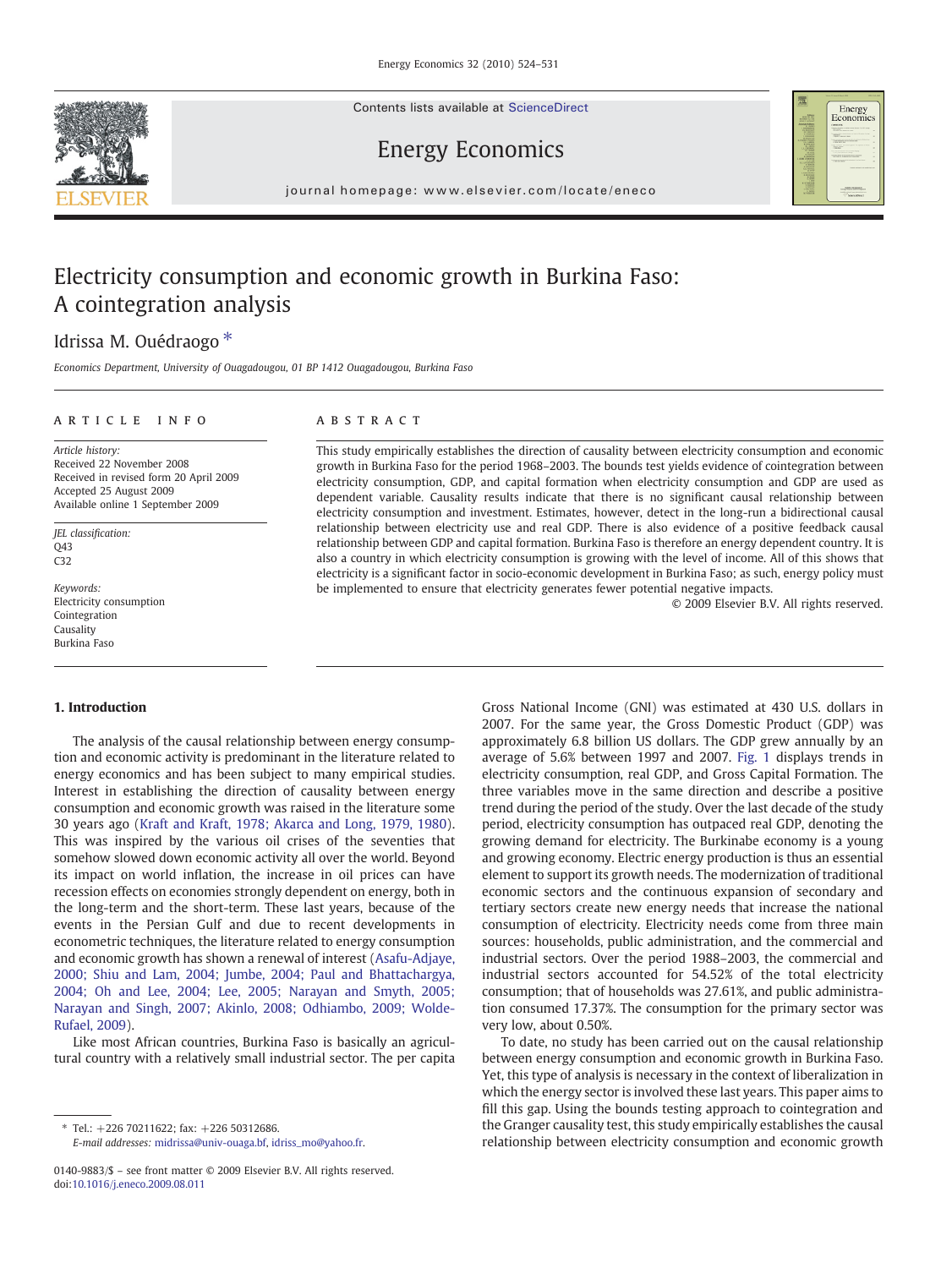# Electricity consumption and economic growth in Burkina Faso: A cointegration analysis

Idrissa M. Ouédraogo *

*Economics Department, University of Ouagadougou, 01 BP 1412 Ouagadougou, Burkina Faso*

## ARTICLE INFO

*Article history:*
Received 22 November 2008
Received in revised form 20 April 2009
Accepted 25 August 2009
Available online 1 September 2009

*JEL classification:*
Q43
C32

*Keywords:*
Electricity consumption
Cointegration
Causality
Burkina Faso

## ABSTRACT

This study empirically establishes the direction of causality between electricity consumption and economic growth in Burkina Faso for the period 1968–2003. The bounds test yields evidence of cointegration between electricity consumption, GDP, and capital formation when electricity consumption and GDP are used as dependent variable. Causality results indicate that there is no significant causal relationship between electricity consumption and investment. Estimates, however, detect in the long-run a bidirectional causal relationship between electricity use and real GDP. There is also evidence of a positive feedback causal relationship between GDP and capital formation. Burkina Faso is therefore an energy dependent country. It is also a country in which electricity consumption is growing with the level of income. All of this shows that electricity is a significant factor in socio-economic development in Burkina Faso; as such, energy policy must be implemented to ensure that electricity generates fewer potential negative impacts.

© 2009 Elsevier B.V. All rights reserved.

## 1. Introduction

The analysis of the causal relationship between energy consumption and economic activity is predominant in the literature related to energy economics and has been subject to many empirical studies. Interest in establishing the direction of causality between energy consumption and economic growth was raised in the literature some 30 years ago (Kraft and Kraft, 1978; Akarca and Long, 1979, 1980). This was inspired by the various oil crises of the seventies that somehow slowed down economic activity all over the world. Beyond its impact on world inflation, the increase in oil prices can have recession effects on economies strongly dependent on energy, both in the long-term and the short-term. These last years, because of the events in the Persian Gulf and due to recent developments in econometric techniques, the literature related to energy consumption and economic growth has shown a renewal of interest (Asafu-Adjaye, 2000; Shiu and Lam, 2004; Jumbe, 2004; Paul and Bhattachargya, 2004; Oh and Lee, 2004; Lee, 2005; Narayan and Smyth, 2005; Narayan and Singh, 2007; Akinlo, 2008; Odhiambo, 2009; Wolde-Rufael, 2009).

Like most African countries, Burkina Faso is basically an agricultural country with a relatively small industrial sector. The per capita Gross National Income (GNI) was estimated at 430 U.S. dollars in 2007. For the same year, the Gross Domestic Product (GDP) was approximately 6.8 billion US dollars. The GDP grew annually by an average of 5.6% between 1997 and 2007. Fig. 1 displays trends in electricity consumption, real GDP, and Gross Capital Formation. The three variables move in the same direction and describe a positive trend during the period of the study. Over the last decade of the study period, electricity consumption has outpaced real GDP, denoting the growing demand for electricity. The Burkinabe economy is a young and growing economy. Electric energy production is thus an essential element to support its growth needs. The modernization of traditional economic sectors and the continuous expansion of secondary and tertiary sectors create new energy needs that increase the national consumption of electricity. Electricity needs come from three main sources: households, public administration, and the commercial and industrial sectors. Over the period 1988–2003, the commercial and industrial sectors accounted for 54.52% of the total electricity consumption; that of households was 27.61%, and public administration consumed 17.37%. The consumption for the primary sector was very low, about 0.50%.

To date, no study has been carried out on the causal relationship between energy consumption and economic growth in Burkina Faso. Yet, this type of analysis is necessary in the context of liberalization in which the energy sector is involved these last years. This paper aims to fill this gap. Using the bounds testing approach to cointegration and the Granger causality test, this study empirically establishes the causal relationship between electricity consumption and economic growth

---

* Tel.: +226 70211622; fax: +226 50312686.
*E-mail addresses:* midrissa@univ-ouaga.bf, idriss_mo@yahoo.fr.

0140-9883/$ – see front matter © 2009 Elsevier B.V. All rights reserved.
doi:10.1016/j.eneco.2009.08.011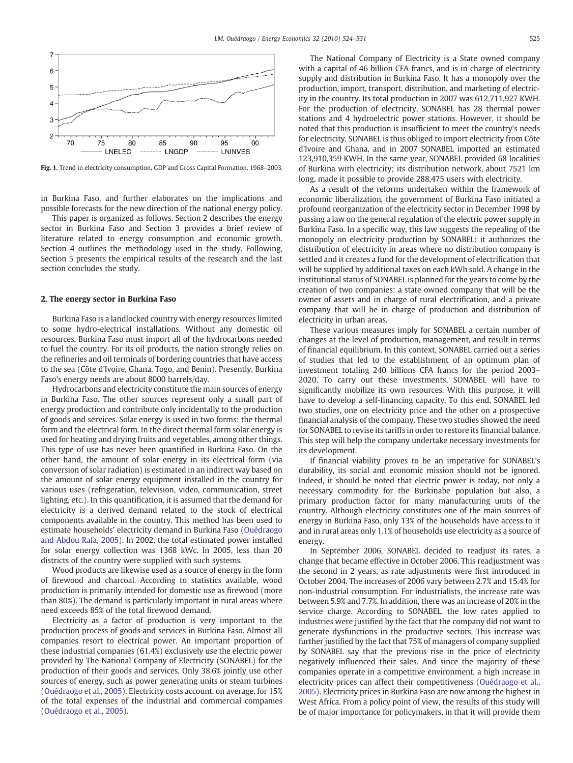Fig. 1. Trend in electricity consumption, GDP and Gross Capital Formation, 1968–2003.

in Burkina Faso, and further elaborates on the implications and possible forecasts for the new direction of the national energy policy.

This paper is organized as follows. Section 2 describes the energy sector in Burkina Faso and Section 3 provides a brief review of literature related to energy consumption and economic growth. Section 4 outlines the methodology used in the study. Following, Section 5 presents the empirical results of the research and the last section concludes the study.

## 2. The energy sector in Burkina Faso

Burkina Faso is a landlocked country with energy resources limited to some hydro-electrical installations. Without any domestic oil resources, Burkina Faso must import all of the hydrocarbons needed to fuel the country. For its oil products, the nation strongly relies on the refineries and oil terminals of bordering countries that have access to the sea (Côte d'Ivoire, Ghana, Togo, and Benin). Presently, Burkina Faso's energy needs are about 8000 barrels/day.

Hydrocarbons and electricity constitute the main sources of energy in Burkina Faso. The other sources represent only a small part of energy production and contribute only incidentally to the production of goods and services. Solar energy is used in two forms: the thermal form and the electrical form. In the direct thermal form solar energy is used for heating and drying fruits and vegetables, among other things. This type of use has never been quantified in Burkina Faso. On the other hand, the amount of solar energy in its electrical form (via conversion of solar radiation) is estimated in an indirect way based on the amount of solar energy equipment installed in the country for various uses (refrigeration, television, video, communication, street lighting, etc.). In this quantification, it is assumed that the demand for electricity is a derived demand related to the stock of electrical components available in the country. This method has been used to estimate households' electricity demand in Burkina Faso (Ouédraogo and Abdou Rafa, 2005). In 2002, the total estimated power installed for solar energy collection was 1368 kWc. In 2005, less than 20 districts of the country were supplied with such systems.

Wood products are likewise used as a source of energy in the form of firewood and charcoal. According to statistics available, wood production is primarily intended for domestic use as firewood (more than 80%). The demand is particularly important in rural areas where need exceeds 85% of the total firewood demand.

Electricity as a factor of production is very important to the production process of goods and services in Burkina Faso. Almost all companies resort to electrical power. An important proportion of these industrial companies (61.4%) exclusively use the electric power provided by The National Company of Electricity (SONABEL) for the production of their goods and services. Only 38.6% jointly use other sources of energy, such as power generating units or steam turbines (Ouédraogo et al., 2005). Electricity costs account, on average, for 15% of the total expenses of the industrial and commercial companies (Ouédraogo et al., 2005).

The National Company of Electricity is a State owned company with a capital of 46 billion CFA francs, and is in charge of electricity supply and distribution in Burkina Faso. It has a monopoly over the production, import, transport, distribution, and marketing of electricity in the country. Its total production in 2007 was 612,711,927 KWH. For the production of electricity, SONABEL has 28 thermal power stations and 4 hydroelectric power stations. However, it should be noted that this production is insufficient to meet the country's needs for electricity. SONABEL is thus obliged to import electricity from Côte d'Ivoire and Ghana, and in 2007 SONABEL imported an estimated 123,910,359 KWH. In the same year, SONABEL provided 68 localities of Burkina with electricity; its distribution network, about 7521 km long, made it possible to provide 288,475 users with electricity.

As a result of the reforms undertaken within the framework of economic liberalization, the government of Burkina Faso initiated a profound reorganization of the electricity sector in December 1998 by passing a law on the general regulation of the electric power supply in Burkina Faso. In a specific way, this law suggests the repealing of the monopoly on electricity production by SONABEL: it authorizes the distribution of electricity in areas where no distribution company is settled and it creates a fund for the development of electrification that will be supplied by additional taxes on each kWh sold. A change in the institutional status of SONABEL is planned for the years to come by the creation of two companies: a state owned company that will be the owner of assets and in charge of rural electrification, and a private company that will be in charge of production and distribution of electricity in urban areas.

These various measures imply for SONABEL a certain number of changes at the level of production, management, and result in terms of financial equilibrium. In this context, SONABEL carried out a series of studies that led to the establishment of an optimum plan of investment totaling 240 billions CFA francs for the period 2003–2020. To carry out these investments, SONABEL will have to significantly mobilize its own resources. With this purpose, it will have to develop a self-financing capacity. To this end, SONABEL led two studies, one on electricity price and the other on a prospective financial analysis of the company. These two studies showed the need for SONABEL to revise its tariffs in order to restore its financial balance. This step will help the company undertake necessary investments for its development.

If financial viability proves to be an imperative for SONABEL's durability, its social and economic mission should not be ignored. Indeed, it should be noted that electric power is today, not only a necessary commodity for the Burkinabe population but also, a primary production factor for many manufacturing units of the country. Although electricity constitutes one of the main sources of energy in Burkina Faso, only 13% of the households have access to it and in rural areas only 1.1% of households use electricity as a source of energy.

In September 2006, SONABEL decided to readjust its rates, a change that became effective in October 2006. This readjustment was the second in 2 years, as rate adjustments were first introduced in October 2004. The increases of 2006 vary between 2.7% and 15.4% for non-industrial consumption. For industrialists, the increase rate was between 5.9% and 7.7%. In addition, there was an increase of 20% in the service charge. According to SONABEL, the low rates applied to industries were justified by the fact that the company did not want to generate dysfunctions in the productive sectors. This increase was further justified by the fact that 75% of managers of company supplied by SONABEL say that the previous rise in the price of electricity negatively influenced their sales. And since the majority of these companies operate in a competitive environment, a high increase in electricity prices can affect their competitiveness (Ouédraogo et al., 2005). Electricity prices in Burkina Faso are now among the highest in West Africa. From a policy point of view, the results of this study will be of major importance for policymakers, in that it will provide them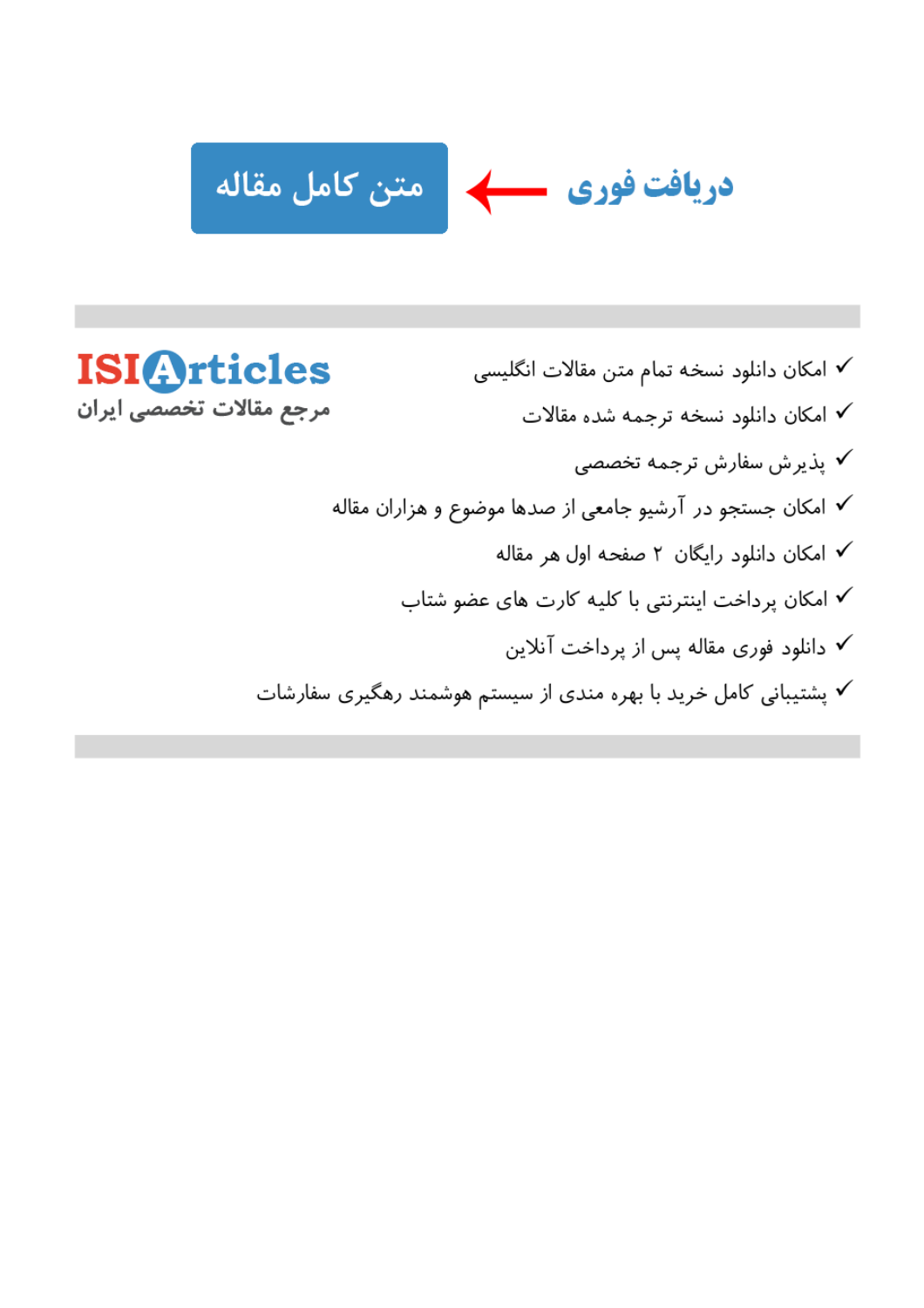دریافت فوری ← **متن کامل مقاله**

**ISIArticles**
مرجع مقالات تخصصی ایران

- ✓ امکان دانلود نسخه تمام متن مقالات انگلیسی
- ✓ امکان دانلود نسخه ترجمه شده مقالات
- ✓ پذیرش سفارش ترجمه تخصصی
- ✓ امکان جستجو در آرشیو جامعی از صدها موضوع و هزاران مقاله
- ✓ امکان دانلود رایگان ۲ صفحه اول هر مقاله
- ✓ امکان پرداخت اینترنتی با کلیه کارت های عضو شتاب
- ✓ دانلود فوری مقاله پس از پرداخت آنلاین
- ✓ پشتیبانی کامل خرید با بهره مندی از سیستم هوشمند رهگیری سفارشات